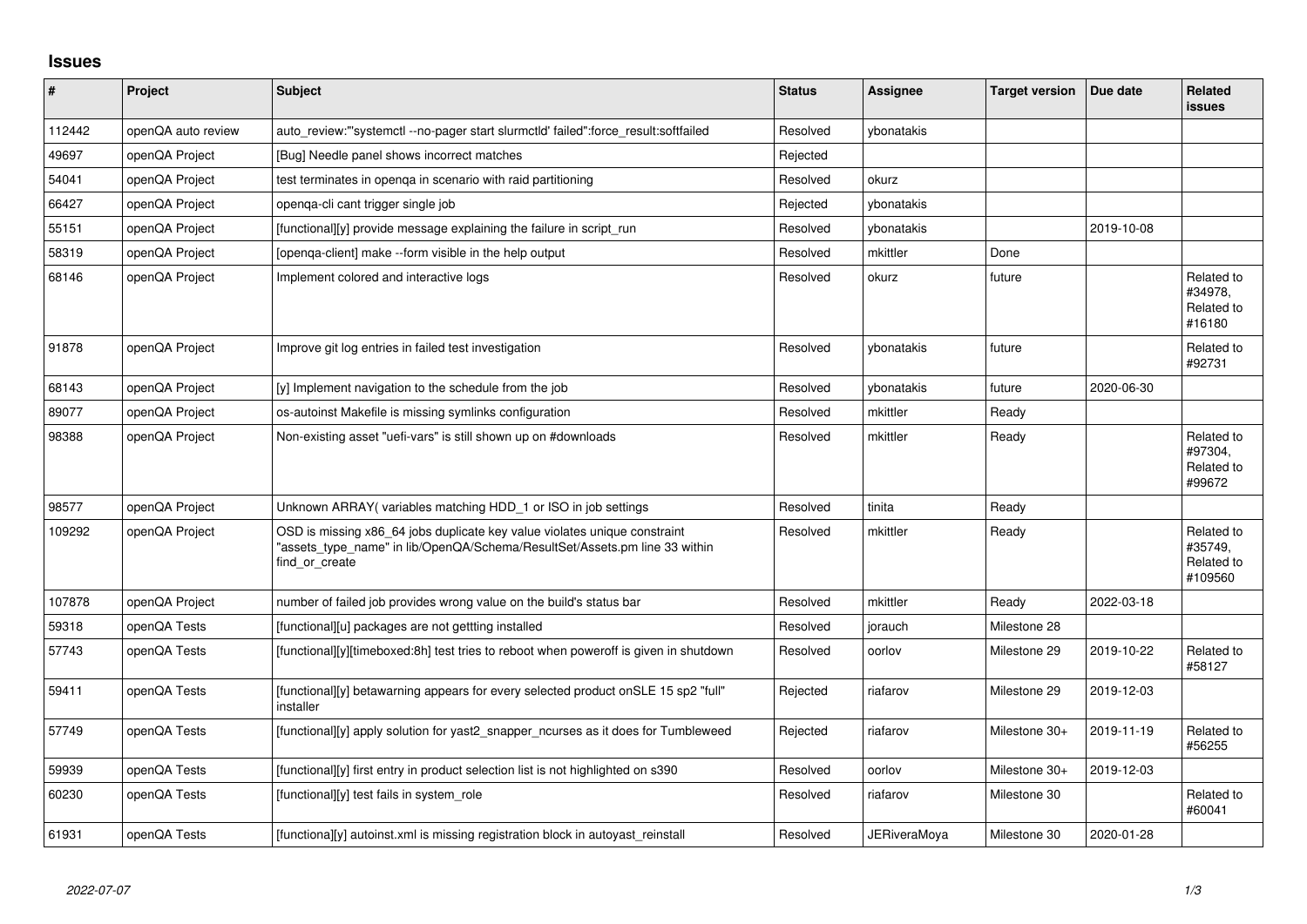# Issues

| # | Project | Subject | Status | Assignee | Target version | Due date | Related issues |
|---|---|---|---|---|---|---|---|
| 112442 | openQA auto review | auto_review:"'systemctl --no-pager start slurmctld' failed":force_result:softfailed | Resolved | ybonatakis | | | |
| 49697 | openQA Project | [Bug] Needle panel shows incorrect matches | Rejected | | | | |
| 54041 | openQA Project | test terminates in openqa in scenario with raid partitioning | Resolved | okurz | | | |
| 66427 | openQA Project | openqa-cli cant trigger single job | Rejected | ybonatakis | | | |
| 55151 | openQA Project | [functional][y] provide message explaining the failure in script_run | Resolved | ybonatakis | | 2019-10-08 | |
| 58319 | openQA Project | [openqa-client] make --form visible in the help output | Resolved | mkittler | Done | | |
| 68146 | openQA Project | Implement colored and interactive logs | Resolved | okurz | future | | Related to #34978, Related to #16180 |
| 91878 | openQA Project | Improve git log entries in failed test investigation | Resolved | ybonatakis | future | | Related to #92731 |
| 68143 | openQA Project | [y] Implement navigation to the schedule from the job | Resolved | ybonatakis | future | 2020-06-30 | |
| 89077 | openQA Project | os-autoinst Makefile is missing symlinks configuration | Resolved | mkittler | Ready | | |
| 98388 | openQA Project | Non-existing asset "uefi-vars" is still shown up on #downloads | Resolved | mkittler | Ready | | Related to #97304, Related to #99672 |
| 98577 | openQA Project | Unknown ARRAY( variables matching HDD_1 or ISO in job settings | Resolved | tinita | Ready | | |
| 109292 | openQA Project | OSD is missing x86_64 jobs duplicate key value violates unique constraint "assets_type_name" in lib/OpenQA/Schema/ResultSet/Assets.pm line 33 within find_or_create | Resolved | mkittler | Ready | | Related to #35749, Related to #109560 |
| 107878 | openQA Project | number of failed job provides wrong value on the build's status bar | Resolved | mkittler | Ready | 2022-03-18 | |
| 59318 | openQA Tests | [functional][u] packages are not gettting installed | Resolved | jorauch | Milestone 28 | | |
| 57743 | openQA Tests | [functional][y][timeboxed:8h] test tries to reboot when poweroff is given in shutdown | Resolved | oorlov | Milestone 29 | 2019-10-22 | Related to #58127 |
| 59411 | openQA Tests | [functional][y] betawarning appears for every selected product onSLE 15 sp2 "full" installer | Rejected | riafarov | Milestone 29 | 2019-12-03 | |
| 57749 | openQA Tests | [functional][y] apply solution for yast2_snapper_ncurses as it does for Tumbleweed | Rejected | riafarov | Milestone 30+ | 2019-11-19 | Related to #56255 |
| 59939 | openQA Tests | [functional][y] first entry in product selection list is not highlighted on s390 | Resolved | oorlov | Milestone 30+ | 2019-12-03 | |
| 60230 | openQA Tests | [functional][y] test fails in system_role | Resolved | riafarov | Milestone 30 | | Related to #60041 |
| 61931 | openQA Tests | [functiona][y] autoinst.xml is missing registration block in autoyast_reinstall | Resolved | JERiveraMoya | Milestone 30 | 2020-01-28 | |

*2022-07-07*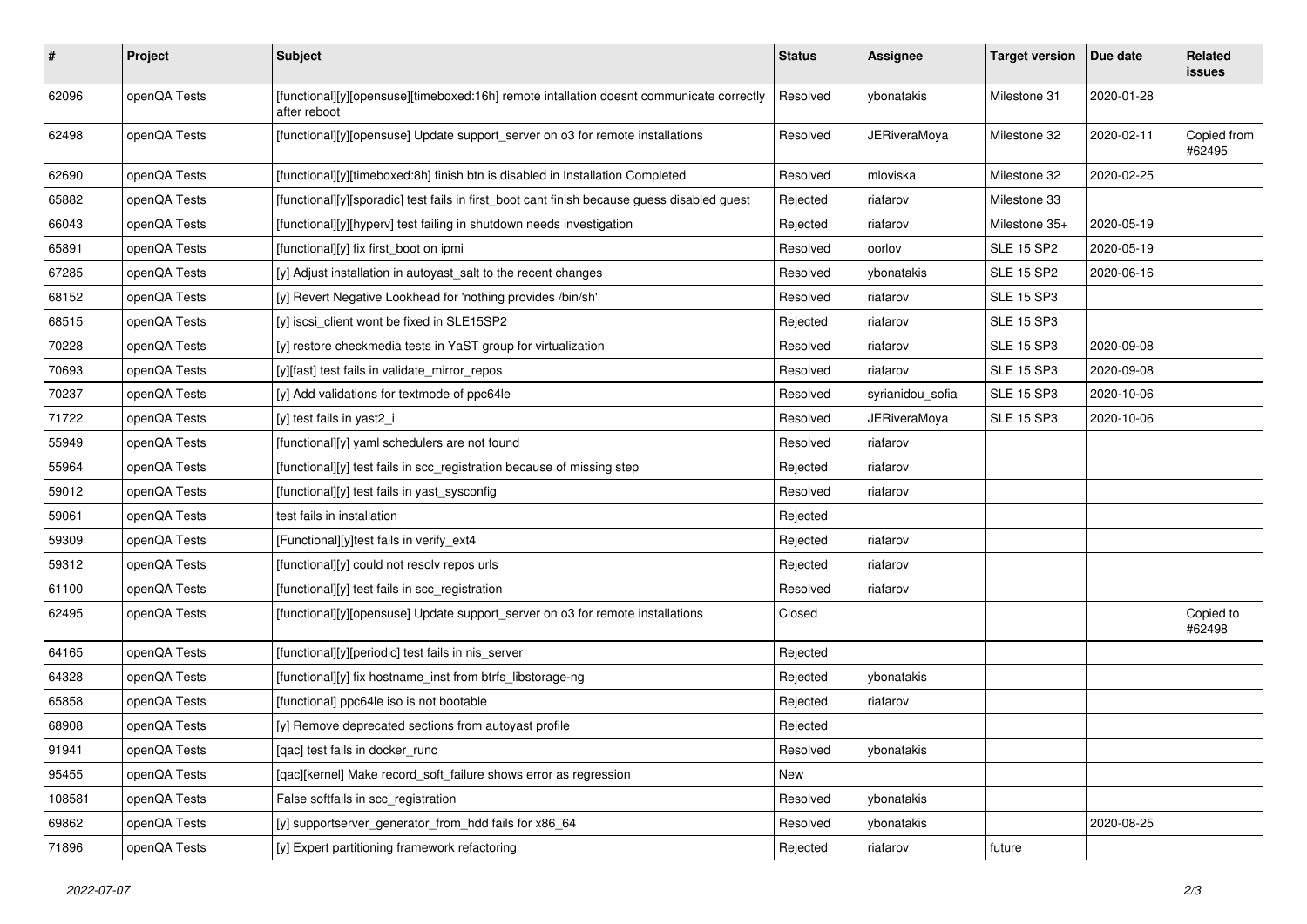| # | Project | Subject | Status | Assignee | Target version | Due date | Related issues |
|---|---|---|---|---|---|---|---|
| 62096 | openQA Tests | [functional][y][opensuse][timeboxed:16h] remote intallation doesnt communicate correctly after reboot | Resolved | ybonatakis | Milestone 31 | 2020-01-28 | |
| 62498 | openQA Tests | [functional][y][opensuse] Update support_server on o3 for remote installations | Resolved | JERiveraMoya | Milestone 32 | 2020-02-11 | Copied from #62495 |
| 62690 | openQA Tests | [functional][y][timeboxed:8h] finish btn is disabled in Installation Completed | Resolved | mloviska | Milestone 32 | 2020-02-25 | |
| 65882 | openQA Tests | [functional][y][sporadic] test fails in first_boot cant finish because guess disabled guest | Rejected | riafarov | Milestone 33 | | |
| 66043 | openQA Tests | [functional][y][hyperv] test failing in shutdown needs investigation | Rejected | riafarov | Milestone 35+ | 2020-05-19 | |
| 65891 | openQA Tests | [functional][y] fix first_boot on ipmi | Resolved | oorlov | SLE 15 SP2 | 2020-05-19 | |
| 67285 | openQA Tests | [y] Adjust installation in autoyast_salt to the recent changes | Resolved | ybonatakis | SLE 15 SP2 | 2020-06-16 | |
| 68152 | openQA Tests | [y] Revert Negative Lookhead for 'nothing provides /bin/sh' | Resolved | riafarov | SLE 15 SP3 | | |
| 68515 | openQA Tests | [y] iscsi_client wont be fixed in SLE15SP2 | Rejected | riafarov | SLE 15 SP3 | | |
| 70228 | openQA Tests | [y] restore checkmedia tests in YaST group for virtualization | Resolved | riafarov | SLE 15 SP3 | 2020-09-08 | |
| 70693 | openQA Tests | [y][fast] test fails in validate_mirror_repos | Resolved | riafarov | SLE 15 SP3 | 2020-09-08 | |
| 70237 | openQA Tests | [y] Add validations for textmode of ppc64le | Resolved | syrianidou_sofia | SLE 15 SP3 | 2020-10-06 | |
| 71722 | openQA Tests | [y] test fails in yast2_i | Resolved | JERiveraMoya | SLE 15 SP3 | 2020-10-06 | |
| 55949 | openQA Tests | [functional][y] yaml schedulers are not found | Resolved | riafarov | | | |
| 55964 | openQA Tests | [functional][y] test fails in scc_registration because of missing step | Rejected | riafarov | | | |
| 59012 | openQA Tests | [functional][y] test fails in yast_sysconfig | Resolved | riafarov | | | |
| 59061 | openQA Tests | test fails in installation | Rejected | | | | |
| 59309 | openQA Tests | [Functional][y]test fails in verify_ext4 | Rejected | riafarov | | | |
| 59312 | openQA Tests | [functional][y] could not resolv repos urls | Rejected | riafarov | | | |
| 61100 | openQA Tests | [functional][y] test fails in scc_registration | Resolved | riafarov | | | |
| 62495 | openQA Tests | [functional][y][opensuse] Update support_server on o3 for remote installations | Closed | | | | Copied to #62498 |
| 64165 | openQA Tests | [functional][y][periodic] test fails in nis_server | Rejected | | | | |
| 64328 | openQA Tests | [functional][y] fix hostname_inst from btrfs_libstorage-ng | Rejected | ybonatakis | | | |
| 65858 | openQA Tests | [functional] ppc64le iso is not bootable | Rejected | riafarov | | | |
| 68908 | openQA Tests | [y] Remove deprecated sections from autoyast profile | Rejected | | | | |
| 91941 | openQA Tests | [qac] test fails in docker_runc | Resolved | ybonatakis | | | |
| 95455 | openQA Tests | [qac][kernel] Make record_soft_failure shows error as regression | New | | | | |
| 108581 | openQA Tests | False softfails in scc_registration | Resolved | ybonatakis | | | |
| 69862 | openQA Tests | [y] supportserver_generator_from_hdd fails for x86_64 | Resolved | ybonatakis | | 2020-08-25 | |
| 71896 | openQA Tests | [y] Expert partitioning framework refactoring | Rejected | riafarov | future | | |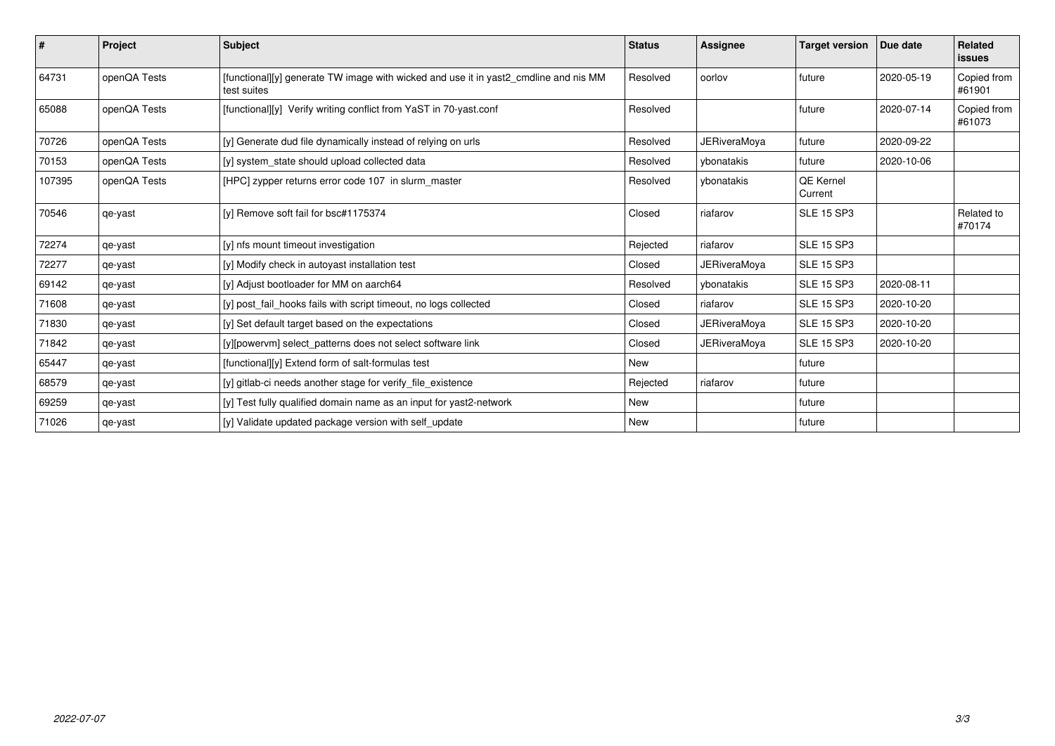| # | Project | Subject | Status | Assignee | Target version | Due date | Related issues |
|---|---|---|---|---|---|---|---|
| 64731 | openQA Tests | [functional][y] generate TW image with wicked and use it in yast2_cmdline and nis MM test suites | Resolved | oorlov | future | 2020-05-19 | Copied from #61901 |
| 65088 | openQA Tests | [functional][y] Verify writing conflict from YaST in 70-yast.conf | Resolved | | future | 2020-07-14 | Copied from #61073 |
| 70726 | openQA Tests | [y] Generate dud file dynamically instead of relying on urls | Resolved | JERiveraMoya | future | 2020-09-22 | |
| 70153 | openQA Tests | [y] system_state should upload collected data | Resolved | ybonatakis | future | 2020-10-06 | |
| 107395 | openQA Tests | [HPC] zypper returns error code 107 in slurm_master | Resolved | ybonatakis | QE Kernel Current | | |
| 70546 | qe-yast | [y] Remove soft fail for bsc#1175374 | Closed | riafarov | SLE 15 SP3 | | Related to #70174 |
| 72274 | qe-yast | [y] nfs mount timeout investigation | Rejected | riafarov | SLE 15 SP3 | | |
| 72277 | qe-yast | [y] Modify check in autoyast installation test | Closed | JERiveraMoya | SLE 15 SP3 | | |
| 69142 | qe-yast | [y] Adjust bootloader for MM on aarch64 | Resolved | ybonatakis | SLE 15 SP3 | 2020-08-11 | |
| 71608 | qe-yast | [y] post_fail_hooks fails with script timeout, no logs collected | Closed | riafarov | SLE 15 SP3 | 2020-10-20 | |
| 71830 | qe-yast | [y] Set default target based on the expectations | Closed | JERiveraMoya | SLE 15 SP3 | 2020-10-20 | |
| 71842 | qe-yast | [y][powervm] select_patterns does not select software link | Closed | JERiveraMoya | SLE 15 SP3 | 2020-10-20 | |
| 65447 | qe-yast | [functional][y] Extend form of salt-formulas test | New | | future | | |
| 68579 | qe-yast | [y] gitlab-ci needs another stage for verify_file_existence | Rejected | riafarov | future | | |
| 69259 | qe-yast | [y] Test fully qualified domain name as an input for yast2-network | New | | future | | |
| 71026 | qe-yast | [y] Validate updated package version with self_update | New | | future | | |